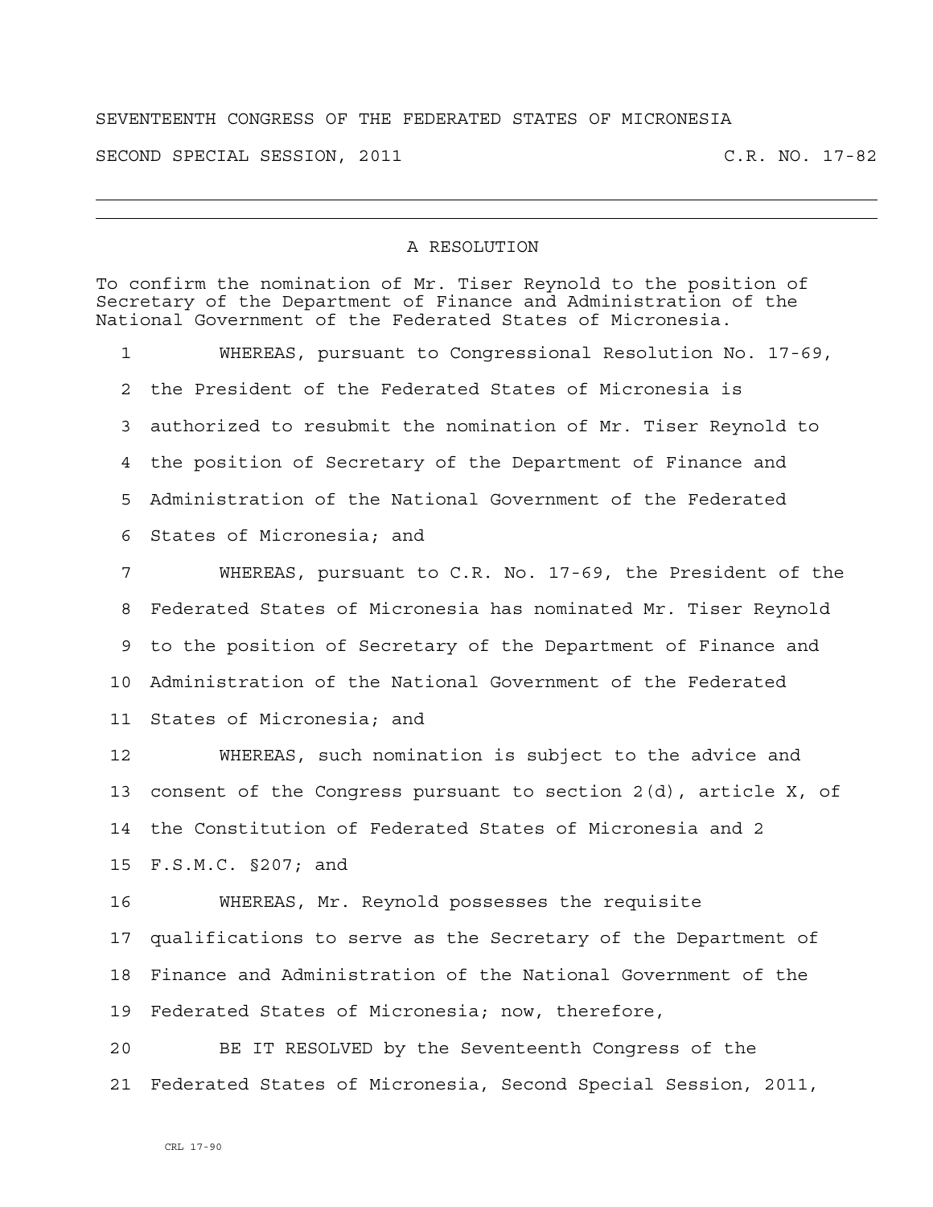SEVENTEENTH CONGRESS OF THE FEDERATED STATES OF MICRONESIA

SECOND SPECIAL SESSION, 2011 C.R. NO. 17-82

---

# A RESOLUTION

To confirm the nomination of Mr. Tiser Reynold to the position of Secretary of the Department of Finance and Administration of the National Government of the Federated States of Micronesia.

1 WHEREAS, pursuant to Congressional Resolution No. 17-69,
2 the President of the Federated States of Micronesia is
3 authorized to resubmit the nomination of Mr. Tiser Reynold to
4 the position of Secretary of the Department of Finance and
5 Administration of the National Government of the Federated
6 States of Micronesia; and

7 WHEREAS, pursuant to C.R. No. 17-69, the President of the
8 Federated States of Micronesia has nominated Mr. Tiser Reynold
9 to the position of Secretary of the Department of Finance and
10 Administration of the National Government of the Federated
11 States of Micronesia; and

12 WHEREAS, such nomination is subject to the advice and
13 consent of the Congress pursuant to section 2(d), article X, of
14 the Constitution of Federated States of Micronesia and 2
15 F.S.M.C. §207; and

16 WHEREAS, Mr. Reynold possesses the requisite
17 qualifications to serve as the Secretary of the Department of
18 Finance and Administration of the National Government of the
19 Federated States of Micronesia; now, therefore,

20 BE IT RESOLVED by the Seventeenth Congress of the
21 Federated States of Micronesia, Second Special Session, 2011,

CRL 17-90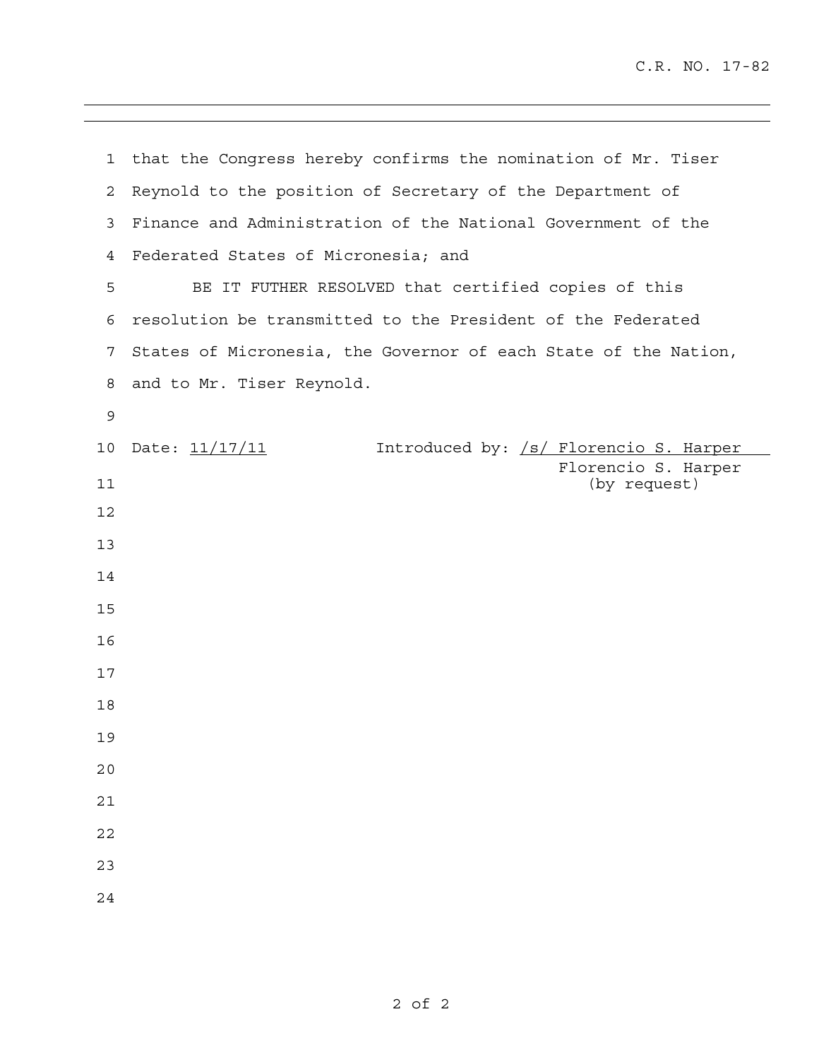that the Congress hereby confirms the nomination of Mr. Tiser Reynold to the position of Secretary of the Department of Finance and Administration of the National Government of the Federated States of Micronesia; and

BE IT FUTHER RESOLVED that certified copies of this resolution be transmitted to the President of the Federated States of Micronesia, the Governor of each State of the Nation, and to Mr. Tiser Reynold.

Date: 11/17/11

Introduced by: /s/ Florencio S. Harper
Florencio S. Harper
(by request)